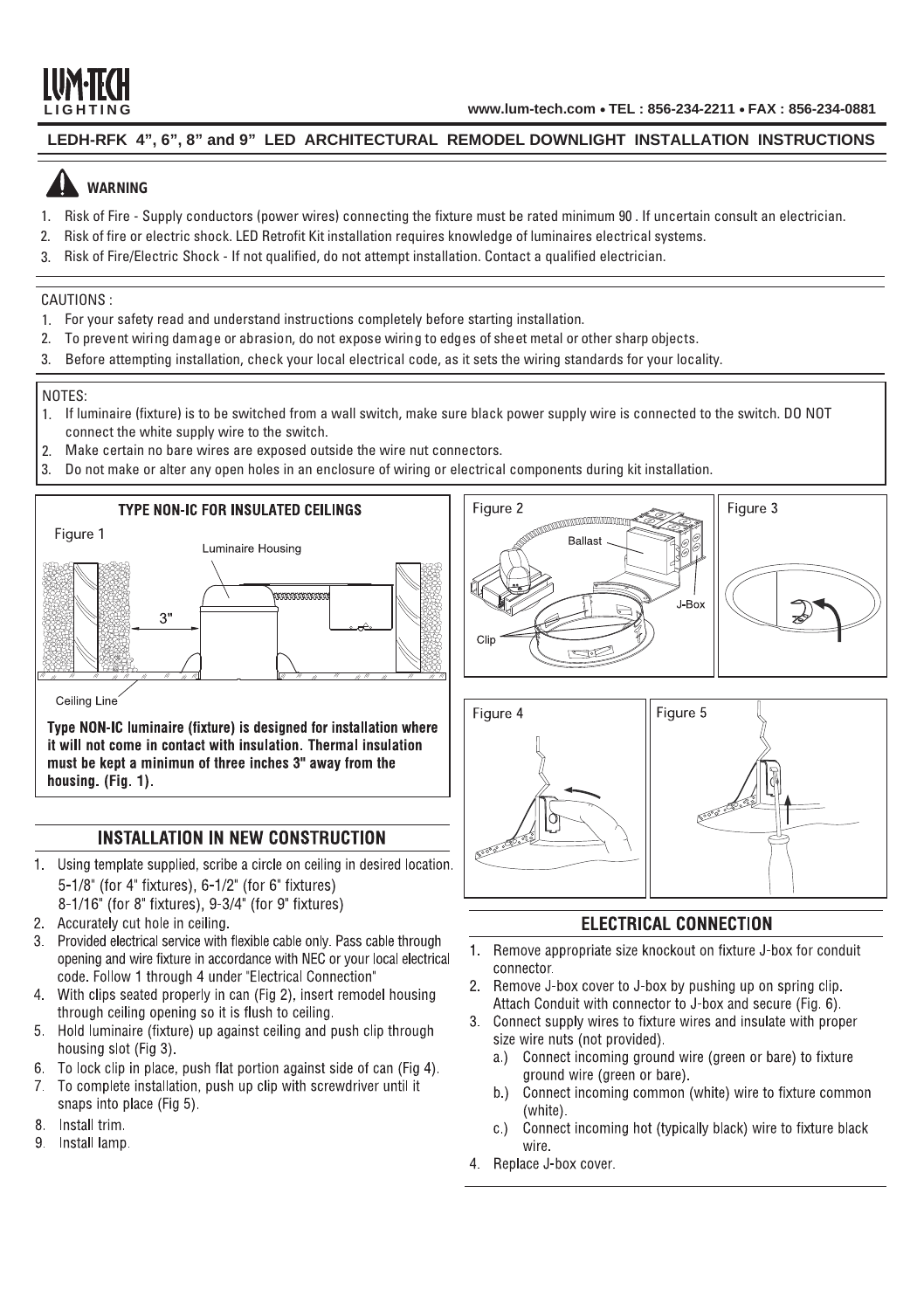# LUM-TECH LIGHTING

www.lum-tech.com • TEL : 856-234-2211 • FAX : 856-234-0881

## LEDH-RFK 4", 6", 8" and 9" LED ARCHITECTURAL REMODEL DOWNLIGHT INSTALLATION INSTRUCTIONS

### WARNING

1. Risk of Fire - Supply conductors (power wires) connecting the fixture must be rated minimum 90 . If uncertain consult an electrician.
2. Risk of fire or electric shock. LED Retrofit Kit installation requires knowledge of luminaires electrical systems.
3. Risk of Fire/Electric Shock - If not qualified, do not attempt installation. Contact a qualified electrician.

CAUTIONS :

1. For your safety read and understand instructions completely before starting installation.
2. To prevent wiring damage or abrasion, do not expose wiring to edges of sheet metal or other sharp objects.
3. Before attempting installation, check your local electrical code, as it sets the wiring standards for your locality.

NOTES:

1. If luminaire (fixture) is to be switched from a wall switch, make sure black power supply wire is connected to the switch. DO NOT connect the white supply wire to the switch.
2. Make certain no bare wires are exposed outside the wire nut connectors.
3. Do not make or alter any open holes in an enclosure of wiring or electrical components during kit installation.

### TYPE NON-IC FOR INSULATED CEILINGS

Figure 1

Luminaire Housing

3"

Ceiling Line

**Type NON-IC luminaire (fixture) is designed for installation where it will not come in contact with insulation. Thermal insulation must be kept a minimun of three inches 3" away from the housing. (Fig. 1).**

Figure 2

Ballast

J-Box

Clip

Figure 3

Figure 4

Figure 5

## INSTALLATION IN NEW CONSTRUCTION

1. Using template supplied, scribe a circle on ceiling in desired location. 5-1/8" (for 4" fixtures), 6-1/2" (for 6" fixtures) 8-1/16" (for 8" fixtures), 9-3/4" (for 9" fixtures)
2. Accurately cut hole in ceiling.
3. Provided electrical service with flexible cable only. Pass cable through opening and wire fixture in accordance with NEC or your local electrical code. Follow 1 through 4 under "Electrical Connection"
4. With clips seated properly in can (Fig 2), insert remodel housing through ceiling opening so it is flush to ceiling.
5. Hold luminaire (fixture) up against ceiling and push clip through housing slot (Fig 3).
6. To lock clip in place, push flat portion against side of can (Fig 4).
7. To complete installation, push up clip with screwdriver until it snaps into place (Fig 5).
8. Install trim.
9. Install lamp.

## ELECTRICAL CONNECTION

1. Remove appropriate size knockout on fixture J-box for conduit connector.
2. Remove J-box cover to J-box by pushing up on spring clip. Attach Conduit with connector to J-box and secure (Fig. 6).
3. Connect supply wires to fixture wires and insulate with proper size wire nuts (not provided).
   a.) Connect incoming ground wire (green or bare) to fixture ground wire (green or bare).
   b.) Connect incoming common (white) wire to fixture common (white).
   c.) Connect incoming hot (typically black) wire to fixture black wire.
4. Replace J-box cover.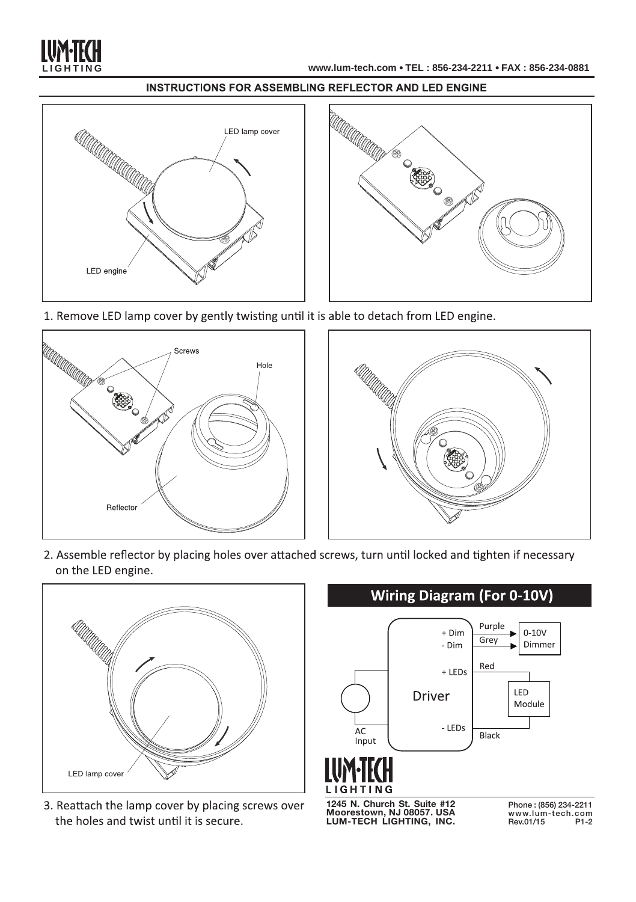## INSTRUCTIONS FOR ASSEMBLING REFLECTOR AND LED ENGINE

LED lamp cover

LED engine

1. Remove LED lamp cover by gently twisting until it is able to detach from LED engine.

Screws

Hole

Reflector

2. Assemble reflector by placing holes over attached screws, turn until locked and tighten if necessary on the LED engine.

LED lamp cover

3. Reattach the lamp cover by placing screws over the holes and twist until it is secure.

## Wiring Diagram (For 0-10V)

Driver

AC Input

+ Dim — Purple — 0-10V Dimmer

- Dim — Grey — 0-10V Dimmer

+ LEDs — Red — LED Module

- LEDs — Black — LED Module

**1245 N. Church St. Suite #12**
**Moorestown, NJ 08057. USA**
**LUM-TECH LIGHTING, INC.**

Phone : (856) 234-2211
www.lum-tech.com
Rev.01/15 P1-2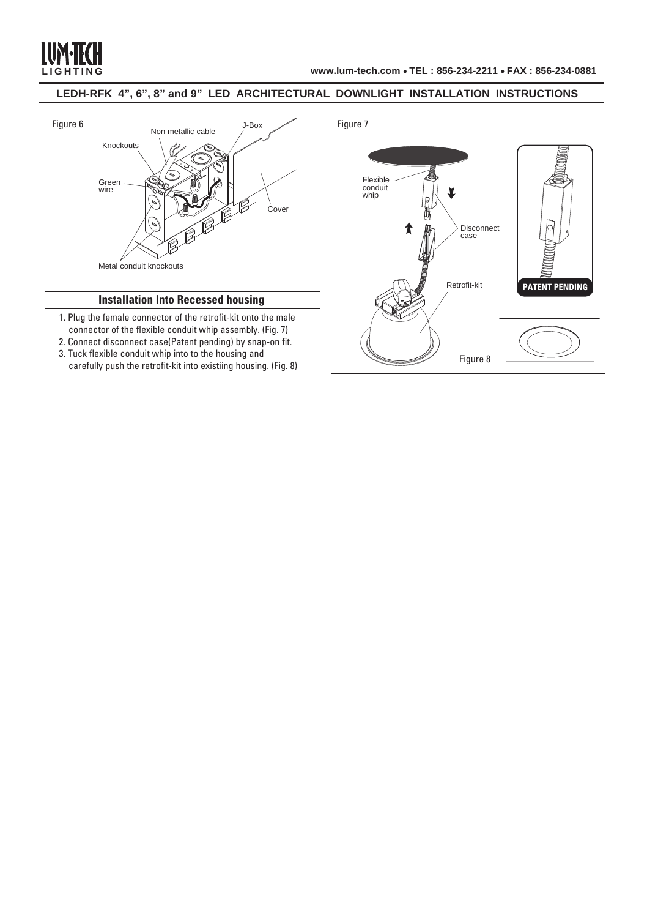## LEDH-RFK 4", 6", 8" and 9" LED ARCHITECTURAL DOWNLIGHT INSTALLATION INSTRUCTIONS

Figure 6

Non metallic cable

J-Box

Knockouts

Green wire

Cover

Metal conduit knockouts

Figure 7

Flexible conduit whip

Disconnect case

Retrofit-kit

PATENT PENDING

Figure 8

### Installation Into Recessed housing

1. Plug the female connector of the retrofit-kit onto the male connector of the flexible conduit whip assembly. (Fig. 7)
2. Connect disconnect case(Patent pending) by snap-on fit.
3. Tuck flexible conduit whip into to the housing and carefully push the retrofit-kit into existiing housing. (Fig. 8)